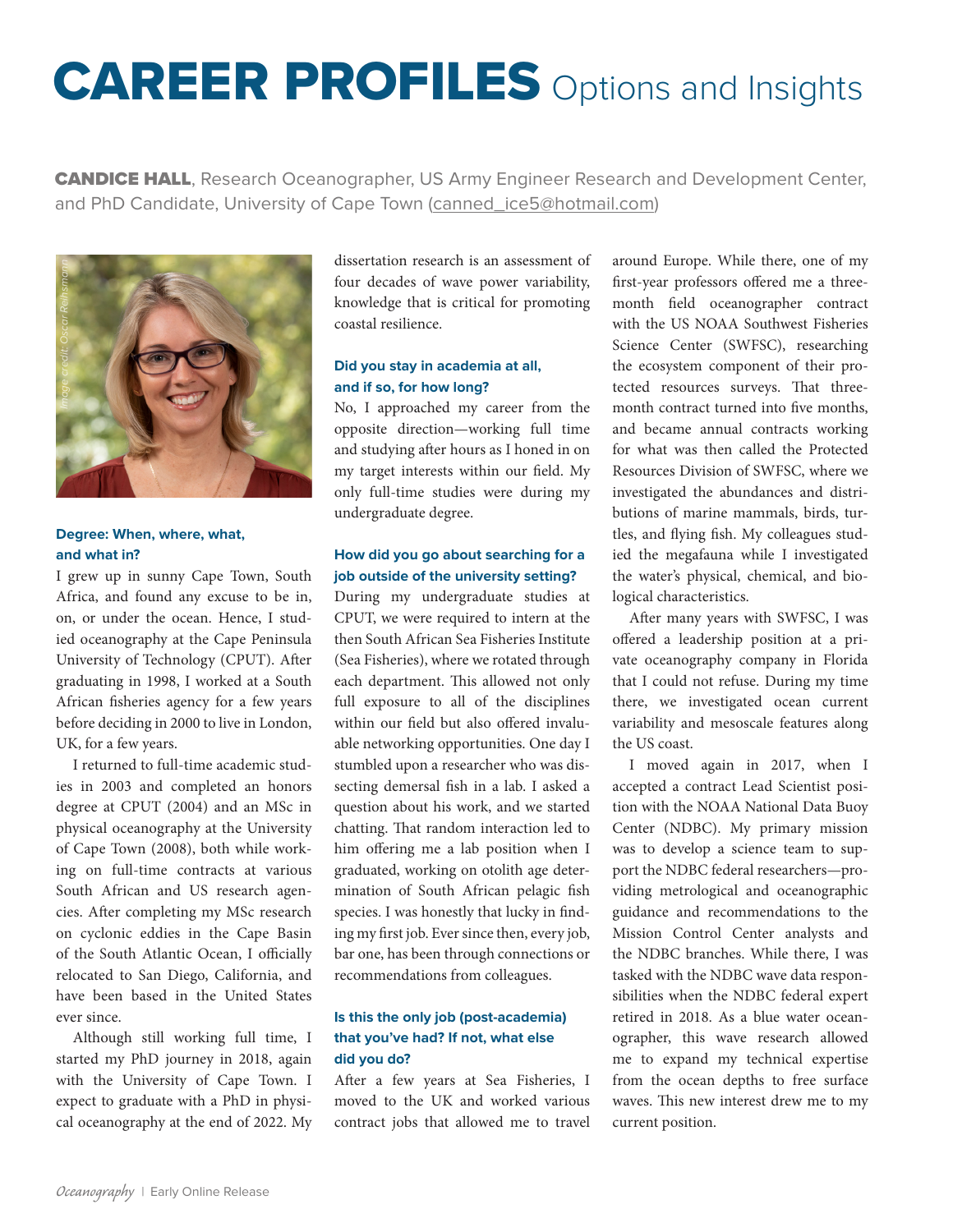# CAREER PROFILES Options and Insights

**CANDICE HALL**, Research Oceanographer, US Army Engineer Research and Development Center, and PhD Candidate, University of Cape Town (canned_ice5@hotmail.com)

Image credit: Oscar Reihsmann

### Degree: When, where, what, and what in?

I grew up in sunny Cape Town, South Africa, and found any excuse to be in, on, or under the ocean. Hence, I studied oceanography at the Cape Peninsula University of Technology (CPUT). After graduating in 1998, I worked at a South African fisheries agency for a few years before deciding in 2000 to live in London, UK, for a few years.

I returned to full-time academic studies in 2003 and completed an honors degree at CPUT (2004) and an MSc in physical oceanography at the University of Cape Town (2008), both while working on full-time contracts at various South African and US research agencies. After completing my MSc research on cyclonic eddies in the Cape Basin of the South Atlantic Ocean, I officially relocated to San Diego, California, and have been based in the United States ever since.

Although still working full time, I started my PhD journey in 2018, again with the University of Cape Town. I expect to graduate with a PhD in physical oceanography at the end of 2022. My dissertation research is an assessment of four decades of wave power variability, knowledge that is critical for promoting coastal resilience.

### Did you stay in academia at all, and if so, for how long?

No, I approached my career from the opposite direction—working full time and studying after hours as I honed in on my target interests within our field. My only full-time studies were during my undergraduate degree.

### How did you go about searching for a job outside of the university setting?

During my undergraduate studies at CPUT, we were required to intern at the then South African Sea Fisheries Institute (Sea Fisheries), where we rotated through each department. This allowed not only full exposure to all of the disciplines within our field but also offered invaluable networking opportunities. One day I stumbled upon a researcher who was dissecting demersal fish in a lab. I asked a question about his work, and we started chatting. That random interaction led to him offering me a lab position when I graduated, working on otolith age determination of South African pelagic fish species. I was honestly that lucky in finding my first job. Ever since then, every job, bar one, has been through connections or recommendations from colleagues.

### Is this the only job (post-academia) that you've had? If not, what else did you do?

After a few years at Sea Fisheries, I moved to the UK and worked various contract jobs that allowed me to travel around Europe. While there, one of my first-year professors offered me a three-month field oceanographer contract with the US NOAA Southwest Fisheries Science Center (SWFSC), researching the ecosystem component of their protected resources surveys. That three-month contract turned into five months, and became annual contracts working for what was then called the Protected Resources Division of SWFSC, where we investigated the abundances and distributions of marine mammals, birds, turtles, and flying fish. My colleagues studied the megafauna while I investigated the water's physical, chemical, and biological characteristics.

After many years with SWFSC, I was offered a leadership position at a private oceanography company in Florida that I could not refuse. During my time there, we investigated ocean current variability and mesoscale features along the US coast.

I moved again in 2017, when I accepted a contract Lead Scientist position with the NOAA National Data Buoy Center (NDBC). My primary mission was to develop a science team to support the NDBC federal researchers—providing metrological and oceanographic guidance and recommendations to the Mission Control Center analysts and the NDBC branches. While there, I was tasked with the NDBC wave data responsibilities when the NDBC federal expert retired in 2018. As a blue water oceanographer, this wave research allowed me to expand my technical expertise from the ocean depths to free surface waves. This new interest drew me to my current position.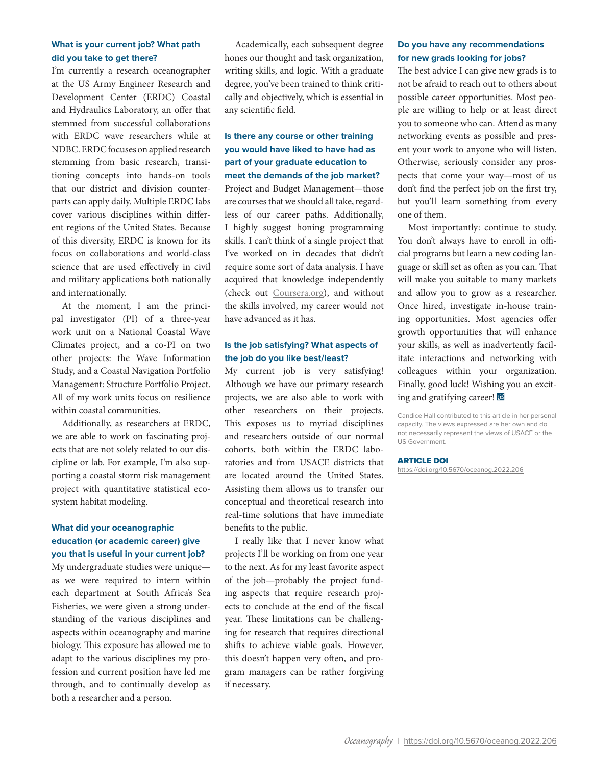### What is your current job? What path did you take to get there?

I'm currently a research oceanographer at the US Army Engineer Research and Development Center (ERDC) Coastal and Hydraulics Laboratory, an offer that stemmed from successful collaborations with ERDC wave researchers while at NDBC. ERDC focuses on applied research stemming from basic research, transitioning concepts into hands-on tools that our district and division counterparts can apply daily. Multiple ERDC labs cover various disciplines within different regions of the United States. Because of this diversity, ERDC is known for its focus on collaborations and world-class science that are used effectively in civil and military applications both nationally and internationally.

At the moment, I am the principal investigator (PI) of a three-year work unit on a National Coastal Wave Climates project, and a co-PI on two other projects: the Wave Information Study, and a Coastal Navigation Portfolio Management: Structure Portfolio Project. All of my work units focus on resilience within coastal communities.

Additionally, as researchers at ERDC, we are able to work on fascinating projects that are not solely related to our discipline or lab. For example, I'm also supporting a coastal storm risk management project with quantitative statistical ecosystem habitat modeling.

### What did your oceanographic education (or academic career) give you that is useful in your current job?

My undergraduate studies were unique—as we were required to intern within each department at South Africa's Sea Fisheries, we were given a strong understanding of the various disciplines and aspects within oceanography and marine biology. This exposure has allowed me to adapt to the various disciplines my profession and current position have led me through, and to continually develop as both a researcher and a person.

Academically, each subsequent degree hones our thought and task organization, writing skills, and logic. With a graduate degree, you've been trained to think critically and objectively, which is essential in any scientific field.

### Is there any course or other training you would have liked to have had as part of your graduate education to meet the demands of the job market?

Project and Budget Management—those are courses that we should all take, regardless of our career paths. Additionally, I highly suggest honing programming skills. I can't think of a single project that I've worked on in decades that didn't require some sort of data analysis. I have acquired that knowledge independently (check out Coursera.org), and without the skills involved, my career would not have advanced as it has.

### Is the job satisfying? What aspects of the job do you like best/least?

My current job is very satisfying! Although we have our primary research projects, we are also able to work with other researchers on their projects. This exposes us to myriad disciplines and researchers outside of our normal cohorts, both within the ERDC laboratories and from USACE districts that are located around the United States. Assisting them allows us to transfer our conceptual and theoretical research into real-time solutions that have immediate benefits to the public.

I really like that I never know what projects I'll be working on from one year to the next. As for my least favorite aspect of the job—probably the project funding aspects that require research projects to conclude at the end of the fiscal year. These limitations can be challenging for research that requires directional shifts to achieve viable goals. However, this doesn't happen very often, and program managers can be rather forgiving if necessary.

### Do you have any recommendations for new grads looking for jobs?

The best advice I can give new grads is to not be afraid to reach out to others about possible career opportunities. Most people are willing to help or at least direct you to someone who can. Attend as many networking events as possible and present your work to anyone who will listen. Otherwise, seriously consider any prospects that come your way—most of us don't find the perfect job on the first try, but you'll learn something from every one of them.

Most importantly: continue to study. You don't always have to enroll in official programs but learn a new coding language or skill set as often as you can. That will make you suitable to many markets and allow you to grow as a researcher. Once hired, investigate in-house training opportunities. Most agencies offer growth opportunities that will enhance your skills, as well as inadvertently facilitate interactions and networking with colleagues within your organization. Finally, good luck! Wishing you an exciting and gratifying career!

Candice Hall contributed to this article in her personal capacity. The views expressed are her own and do not necessarily represent the views of USACE or the US Government.

**ARTICLE DOI**

https://doi.org/10.5670/oceanog.2022.206